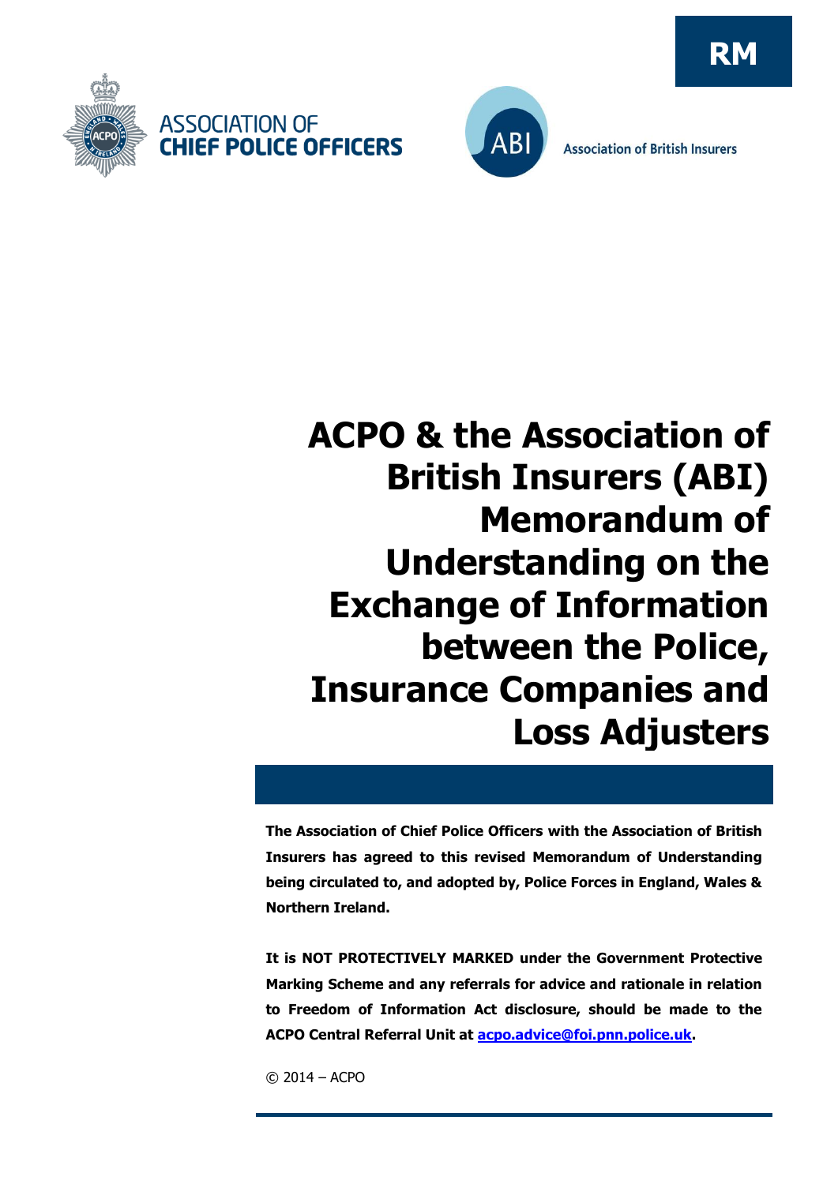RM

ASSOCIATION OF
**CHIEF POLICE OFFICERS**

Association of British Insurers

# ACPO & the Association of British Insurers (ABI) Memorandum of Understanding on the Exchange of Information between the Police, Insurance Companies and Loss Adjusters

**The Association of Chief Police Officers with the Association of British Insurers has agreed to this revised Memorandum of Understanding being circulated to, and adopted by, Police Forces in England, Wales & Northern Ireland.**

**It is NOT PROTECTIVELY MARKED under the Government Protective Marking Scheme and any referrals for advice and rationale in relation to Freedom of Information Act disclosure, should be made to the ACPO Central Referral Unit at acpo.advice@foi.pnn.police.uk.**

© 2014 – ACPO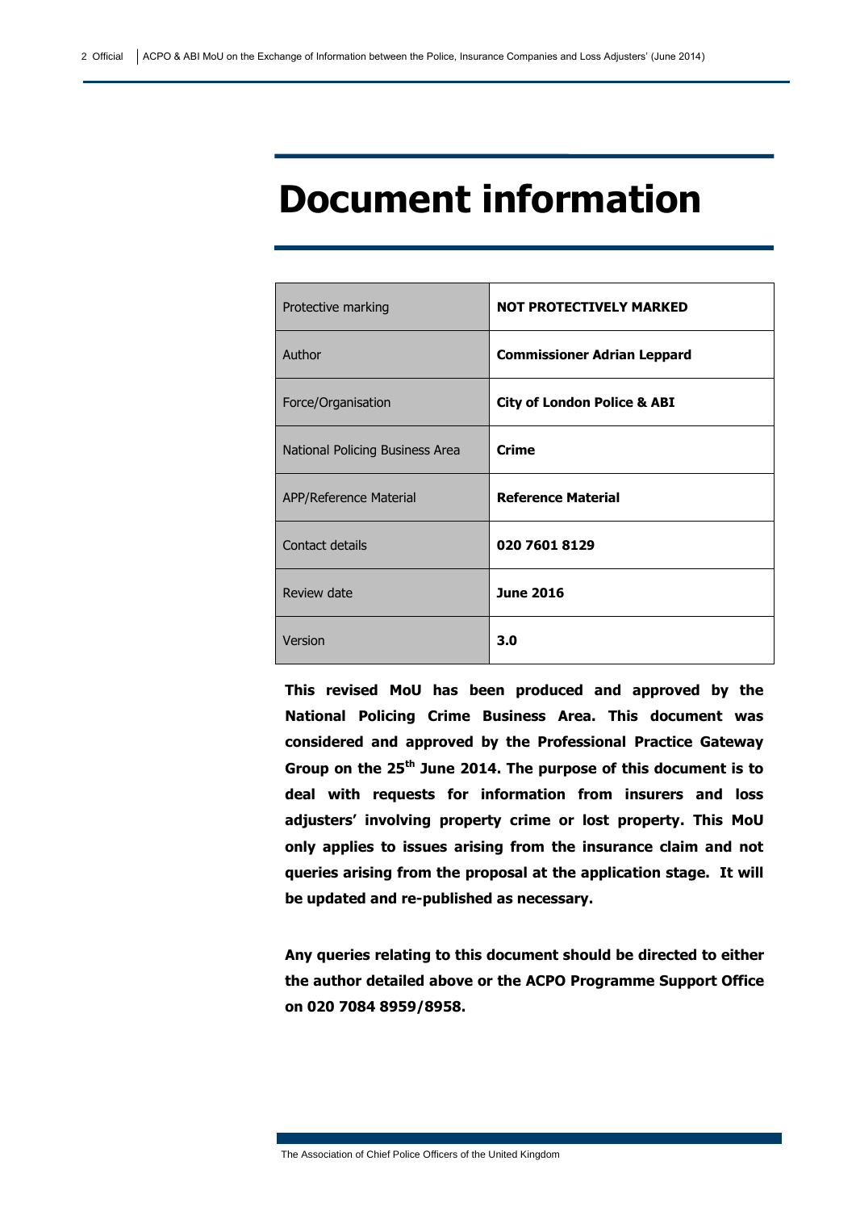# Document information

| Protective marking | **NOT PROTECTIVELY MARKED** |
| --- | --- |
| Author | **Commissioner Adrian Leppard** |
| Force/Organisation | **City of London Police & ABI** |
| National Policing Business Area | **Crime** |
| APP/Reference Material | **Reference Material** |
| Contact details | **020 7601 8129** |
| Review date | **June 2016** |
| Version | **3.0** |

**This revised MoU has been produced and approved by the National Policing Crime Business Area. This document was considered and approved by the Professional Practice Gateway Group on the 25th June 2014. The purpose of this document is to deal with requests for information from insurers and loss adjusters' involving property crime or lost property. This MoU only applies to issues arising from the insurance claim and not queries arising from the proposal at the application stage. It will be updated and re-published as necessary.**

**Any queries relating to this document should be directed to either the author detailed above or the ACPO Programme Support Office on 020 7084 8959/8958.**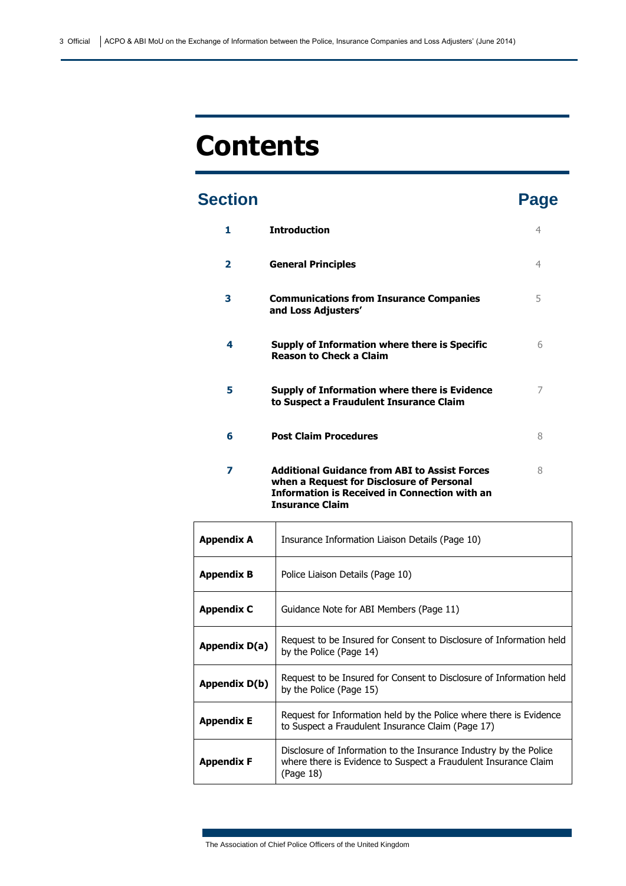# Contents

| Section | | Page |
|---|---|---|
| **1** | **Introduction** | 4 |
| **2** | **General Principles** | 4 |
| **3** | **Communications from Insurance Companies and Loss Adjusters’** | 5 |
| **4** | **Supply of Information where there is Specific Reason to Check a Claim** | 6 |
| **5** | **Supply of Information where there is Evidence to Suspect a Fraudulent Insurance Claim** | 7 |
| **6** | **Post Claim Procedures** | 8 |
| **7** | **Additional Guidance from ABI to Assist Forces when a Request for Disclosure of Personal Information is Received in Connection with an Insurance Claim** | 8 |

| | |
|---|---|
| **Appendix A** | Insurance Information Liaison Details (Page 10) |
| **Appendix B** | Police Liaison Details (Page 10) |
| **Appendix C** | Guidance Note for ABI Members (Page 11) |
| **Appendix D(a)** | Request to be Insured for Consent to Disclosure of Information held by the Police (Page 14) |
| **Appendix D(b)** | Request to be Insured for Consent to Disclosure of Information held by the Police (Page 15) |
| **Appendix E** | Request for Information held by the Police where there is Evidence to Suspect a Fraudulent Insurance Claim (Page 17) |
| **Appendix F** | Disclosure of Information to the Insurance Industry by the Police where there is Evidence to Suspect a Fraudulent Insurance Claim (Page 18) |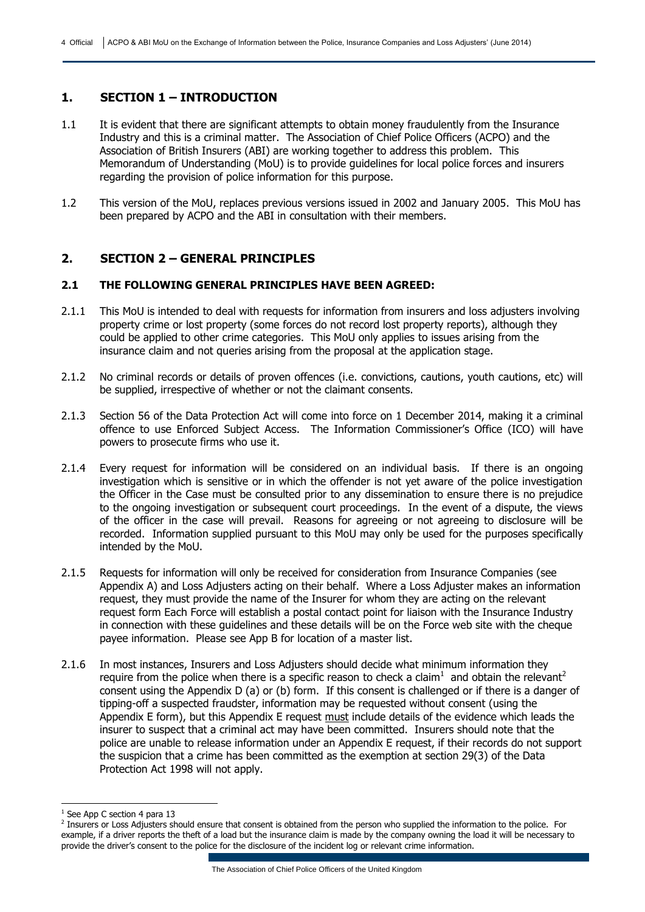## 1. SECTION 1 – INTRODUCTION

1.1 It is evident that there are significant attempts to obtain money fraudulently from the Insurance Industry and this is a criminal matter. The Association of Chief Police Officers (ACPO) and the Association of British Insurers (ABI) are working together to address this problem. This Memorandum of Understanding (MoU) is to provide guidelines for local police forces and insurers regarding the provision of police information for this purpose.

1.2 This version of the MoU, replaces previous versions issued in 2002 and January 2005. This MoU has been prepared by ACPO and the ABI in consultation with their members.

## 2. SECTION 2 – GENERAL PRINCIPLES

### 2.1 THE FOLLOWING GENERAL PRINCIPLES HAVE BEEN AGREED:

2.1.1 This MoU is intended to deal with requests for information from insurers and loss adjusters involving property crime or lost property (some forces do not record lost property reports), although they could be applied to other crime categories. This MoU only applies to issues arising from the insurance claim and not queries arising from the proposal at the application stage.

2.1.2 No criminal records or details of proven offences (i.e. convictions, cautions, youth cautions, etc) will be supplied, irrespective of whether or not the claimant consents.

2.1.3 Section 56 of the Data Protection Act will come into force on 1 December 2014, making it a criminal offence to use Enforced Subject Access. The Information Commissioner's Office (ICO) will have powers to prosecute firms who use it.

2.1.4 Every request for information will be considered on an individual basis. If there is an ongoing investigation which is sensitive or in which the offender is not yet aware of the police investigation the Officer in the Case must be consulted prior to any dissemination to ensure there is no prejudice to the ongoing investigation or subsequent court proceedings. In the event of a dispute, the views of the officer in the case will prevail. Reasons for agreeing or not agreeing to disclosure will be recorded. Information supplied pursuant to this MoU may only be used for the purposes specifically intended by the MoU.

2.1.5 Requests for information will only be received for consideration from Insurance Companies (see Appendix A) and Loss Adjusters acting on their behalf. Where a Loss Adjuster makes an information request, they must provide the name of the Insurer for whom they are acting on the relevant request form Each Force will establish a postal contact point for liaison with the Insurance Industry in connection with these guidelines and these details will be on the Force web site with the cheque payee information. Please see App B for location of a master list.

2.1.6 In most instances, Insurers and Loss Adjusters should decide what minimum information they require from the police when there is a specific reason to check a claim[1] and obtain the relevant[2] consent using the Appendix D (a) or (b) form. If this consent is challenged or if there is a danger of tipping-off a suspected fraudster, information may be requested without consent (using the Appendix E form), but this Appendix E request must include details of the evidence which leads the insurer to suspect that a criminal act may have been committed. Insurers should note that the police are unable to release information under an Appendix E request, if their records do not support the suspicion that a crime has been committed as the exemption at section 29(3) of the Data Protection Act 1998 will not apply.

---

[1] See App C section 4 para 13

[2] Insurers or Loss Adjusters should ensure that consent is obtained from the person who supplied the information to the police. For example, if a driver reports the theft of a load but the insurance claim is made by the company owning the load it will be necessary to provide the driver's consent to the police for the disclosure of the incident log or relevant crime information.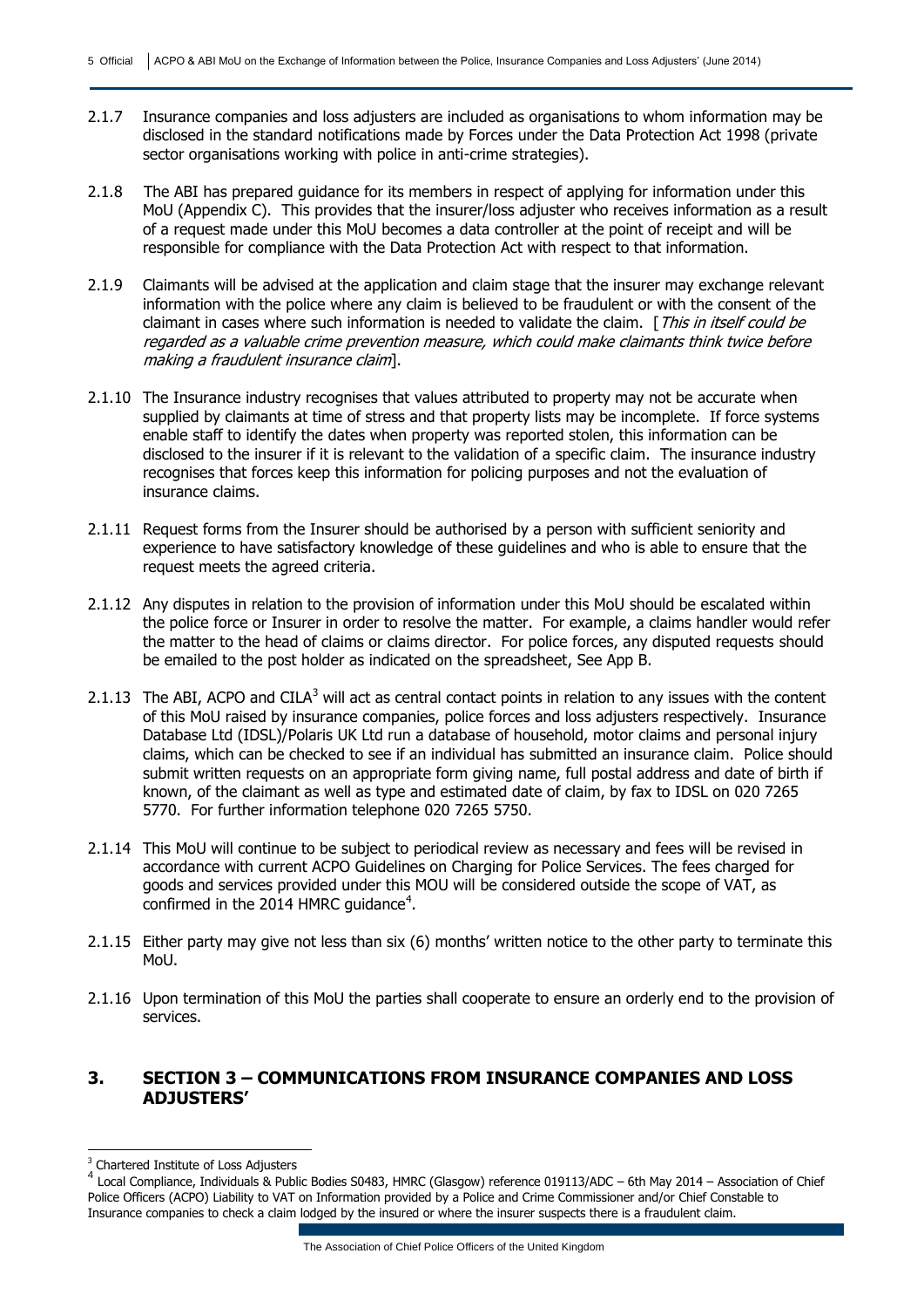2.1.7 Insurance companies and loss adjusters are included as organisations to whom information may be disclosed in the standard notifications made by Forces under the Data Protection Act 1998 (private sector organisations working with police in anti-crime strategies).

2.1.8 The ABI has prepared guidance for its members in respect of applying for information under this MoU (Appendix C). This provides that the insurer/loss adjuster who receives information as a result of a request made under this MoU becomes a data controller at the point of receipt and will be responsible for compliance with the Data Protection Act with respect to that information.

2.1.9 Claimants will be advised at the application and claim stage that the insurer may exchange relevant information with the police where any claim is believed to be fraudulent or with the consent of the claimant in cases where such information is needed to validate the claim. [*This in itself could be regarded as a valuable crime prevention measure, which could make claimants think twice before making a fraudulent insurance claim*].

2.1.10 The Insurance industry recognises that values attributed to property may not be accurate when supplied by claimants at time of stress and that property lists may be incomplete. If force systems enable staff to identify the dates when property was reported stolen, this information can be disclosed to the insurer if it is relevant to the validation of a specific claim. The insurance industry recognises that forces keep this information for policing purposes and not the evaluation of insurance claims.

2.1.11 Request forms from the Insurer should be authorised by a person with sufficient seniority and experience to have satisfactory knowledge of these guidelines and who is able to ensure that the request meets the agreed criteria.

2.1.12 Any disputes in relation to the provision of information under this MoU should be escalated within the police force or Insurer in order to resolve the matter. For example, a claims handler would refer the matter to the head of claims or claims director. For police forces, any disputed requests should be emailed to the post holder as indicated on the spreadsheet, See App B.

2.1.13 The ABI, ACPO and CILA[3] will act as central contact points in relation to any issues with the content of this MoU raised by insurance companies, police forces and loss adjusters respectively. Insurance Database Ltd (IDSL)/Polaris UK Ltd run a database of household, motor claims and personal injury claims, which can be checked to see if an individual has submitted an insurance claim. Police should submit written requests on an appropriate form giving name, full postal address and date of birth if known, of the claimant as well as type and estimated date of claim, by fax to IDSL on 020 7265 5770. For further information telephone 020 7265 5750.

2.1.14 This MoU will continue to be subject to periodical review as necessary and fees will be revised in accordance with current ACPO Guidelines on Charging for Police Services. The fees charged for goods and services provided under this MOU will be considered outside the scope of VAT, as confirmed in the 2014 HMRC guidance[4].

2.1.15 Either party may give not less than six (6) months' written notice to the other party to terminate this MoU.

2.1.16 Upon termination of this MoU the parties shall cooperate to ensure an orderly end to the provision of services.

## 3. SECTION 3 – COMMUNICATIONS FROM INSURANCE COMPANIES AND LOSS ADJUSTERS'

[3] Chartered Institute of Loss Adjusters

[4] Local Compliance, Individuals & Public Bodies S0483, HMRC (Glasgow) reference 019113/ADC – 6th May 2014 – Association of Chief Police Officers (ACPO) Liability to VAT on Information provided by a Police and Crime Commissioner and/or Chief Constable to Insurance companies to check a claim lodged by the insured or where the insurer suspects there is a fraudulent claim.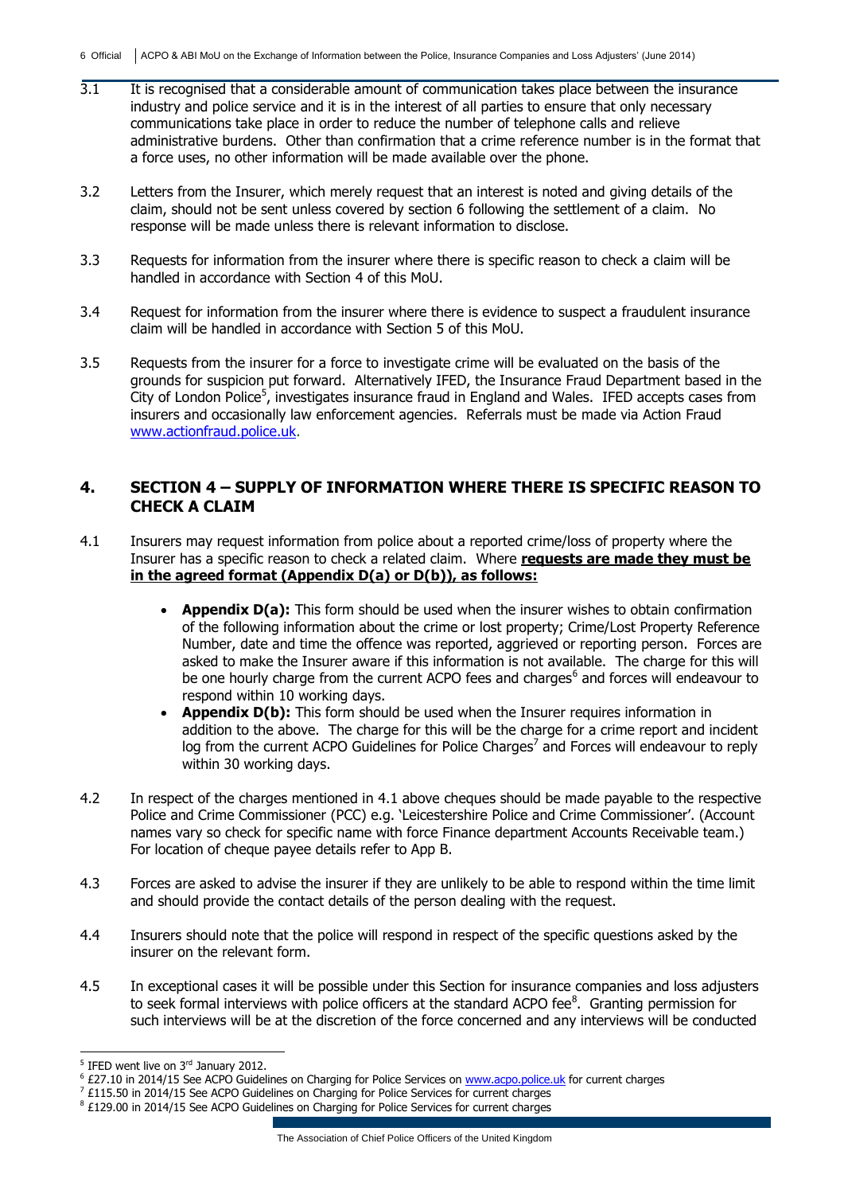3.1 It is recognised that a considerable amount of communication takes place between the insurance industry and police service and it is in the interest of all parties to ensure that only necessary communications take place in order to reduce the number of telephone calls and relieve administrative burdens. Other than confirmation that a crime reference number is in the format that a force uses, no other information will be made available over the phone.

3.2 Letters from the Insurer, which merely request that an interest is noted and giving details of the claim, should not be sent unless covered by section 6 following the settlement of a claim. No response will be made unless there is relevant information to disclose.

3.3 Requests for information from the insurer where there is specific reason to check a claim will be handled in accordance with Section 4 of this MoU.

3.4 Request for information from the insurer where there is evidence to suspect a fraudulent insurance claim will be handled in accordance with Section 5 of this MoU.

3.5 Requests from the insurer for a force to investigate crime will be evaluated on the basis of the grounds for suspicion put forward. Alternatively IFED, the Insurance Fraud Department based in the City of London Police[5], investigates insurance fraud in England and Wales. IFED accepts cases from insurers and occasionally law enforcement agencies. Referrals must be made via Action Fraud www.actionfraud.police.uk.

## 4. SECTION 4 – SUPPLY OF INFORMATION WHERE THERE IS SPECIFIC REASON TO CHECK A CLAIM

4.1 Insurers may request information from police about a reported crime/loss of property where the Insurer has a specific reason to check a related claim. Where **requests are made they must be in the agreed format (Appendix D(a) or D(b)), as follows:**

- **Appendix D(a):** This form should be used when the insurer wishes to obtain confirmation of the following information about the crime or lost property; Crime/Lost Property Reference Number, date and time the offence was reported, aggrieved or reporting person. Forces are asked to make the Insurer aware if this information is not available. The charge for this will be one hourly charge from the current ACPO fees and charges[6] and forces will endeavour to respond within 10 working days.
- **Appendix D(b):** This form should be used when the Insurer requires information in addition to the above. The charge for this will be the charge for a crime report and incident log from the current ACPO Guidelines for Police Charges[7] and Forces will endeavour to reply within 30 working days.

4.2 In respect of the charges mentioned in 4.1 above cheques should be made payable to the respective Police and Crime Commissioner (PCC) e.g. 'Leicestershire Police and Crime Commissioner'. (Account names vary so check for specific name with force Finance department Accounts Receivable team.) For location of cheque payee details refer to App B.

4.3 Forces are asked to advise the insurer if they are unlikely to be able to respond within the time limit and should provide the contact details of the person dealing with the request.

4.4 Insurers should note that the police will respond in respect of the specific questions asked by the insurer on the relevant form.

4.5 In exceptional cases it will be possible under this Section for insurance companies and loss adjusters to seek formal interviews with police officers at the standard ACPO fee[8]. Granting permission for such interviews will be at the discretion of the force concerned and any interviews will be conducted

---

[5] IFED went live on 3rd January 2012.

[6] £27.10 in 2014/15 See ACPO Guidelines on Charging for Police Services on www.acpo.police.uk for current charges

[7] £115.50 in 2014/15 See ACPO Guidelines on Charging for Police Services for current charges

[8] £129.00 in 2014/15 See ACPO Guidelines on Charging for Police Services for current charges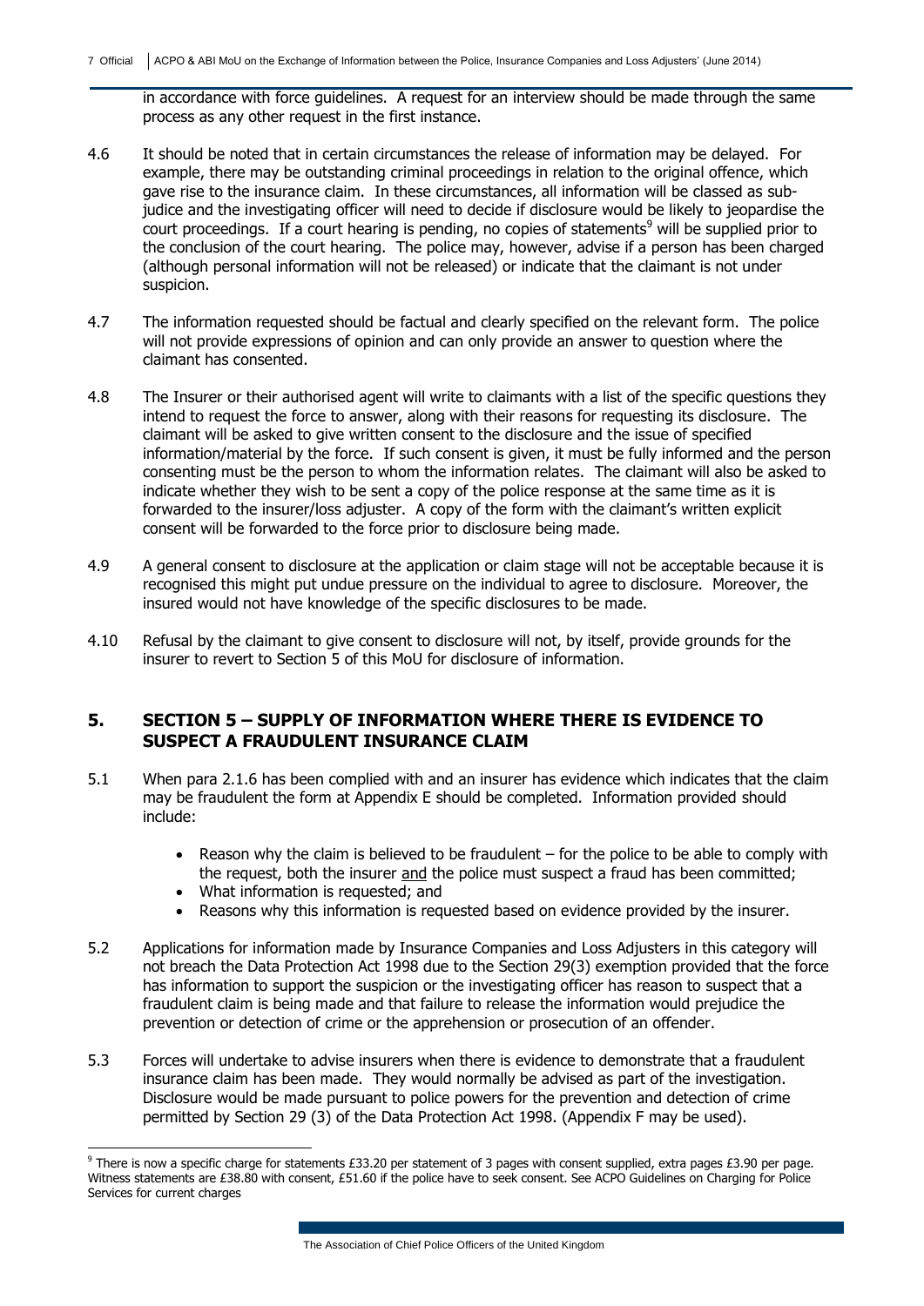in accordance with force guidelines. A request for an interview should be made through the same process as any other request in the first instance.

4.6 It should be noted that in certain circumstances the release of information may be delayed. For example, there may be outstanding criminal proceedings in relation to the original offence, which gave rise to the insurance claim. In these circumstances, all information will be classed as sub-judice and the investigating officer will need to decide if disclosure would be likely to jeopardise the court proceedings. If a court hearing is pending, no copies of statements[9] will be supplied prior to the conclusion of the court hearing. The police may, however, advise if a person has been charged (although personal information will not be released) or indicate that the claimant is not under suspicion.

4.7 The information requested should be factual and clearly specified on the relevant form. The police will not provide expressions of opinion and can only provide an answer to question where the claimant has consented.

4.8 The Insurer or their authorised agent will write to claimants with a list of the specific questions they intend to request the force to answer, along with their reasons for requesting its disclosure. The claimant will be asked to give written consent to the disclosure and the issue of specified information/material by the force. If such consent is given, it must be fully informed and the person consenting must be the person to whom the information relates. The claimant will also be asked to indicate whether they wish to be sent a copy of the police response at the same time as it is forwarded to the insurer/loss adjuster. A copy of the form with the claimant's written explicit consent will be forwarded to the force prior to disclosure being made.

4.9 A general consent to disclosure at the application or claim stage will not be acceptable because it is recognised this might put undue pressure on the individual to agree to disclosure. Moreover, the insured would not have knowledge of the specific disclosures to be made.

4.10 Refusal by the claimant to give consent to disclosure will not, by itself, provide grounds for the insurer to revert to Section 5 of this MoU for disclosure of information.

## 5. SECTION 5 – SUPPLY OF INFORMATION WHERE THERE IS EVIDENCE TO SUSPECT A FRAUDULENT INSURANCE CLAIM

5.1 When para 2.1.6 has been complied with and an insurer has evidence which indicates that the claim may be fraudulent the form at Appendix E should be completed. Information provided should include:

- Reason why the claim is believed to be fraudulent – for the police to be able to comply with the request, both the insurer <u>and</u> the police must suspect a fraud has been committed;
- What information is requested; and
- Reasons why this information is requested based on evidence provided by the insurer.

5.2 Applications for information made by Insurance Companies and Loss Adjusters in this category will not breach the Data Protection Act 1998 due to the Section 29(3) exemption provided that the force has information to support the suspicion or the investigating officer has reason to suspect that a fraudulent claim is being made and that failure to release the information would prejudice the prevention or detection of crime or the apprehension or prosecution of an offender.

5.3 Forces will undertake to advise insurers when there is evidence to demonstrate that a fraudulent insurance claim has been made. They would normally be advised as part of the investigation. Disclosure would be made pursuant to police powers for the prevention and detection of crime permitted by Section 29 (3) of the Data Protection Act 1998. (Appendix F may be used).

---

[9] There is now a specific charge for statements £33.20 per statement of 3 pages with consent supplied, extra pages £3.90 per page. Witness statements are £38.80 with consent, £51.60 if the police have to seek consent. See ACPO Guidelines on Charging for Police Services for current charges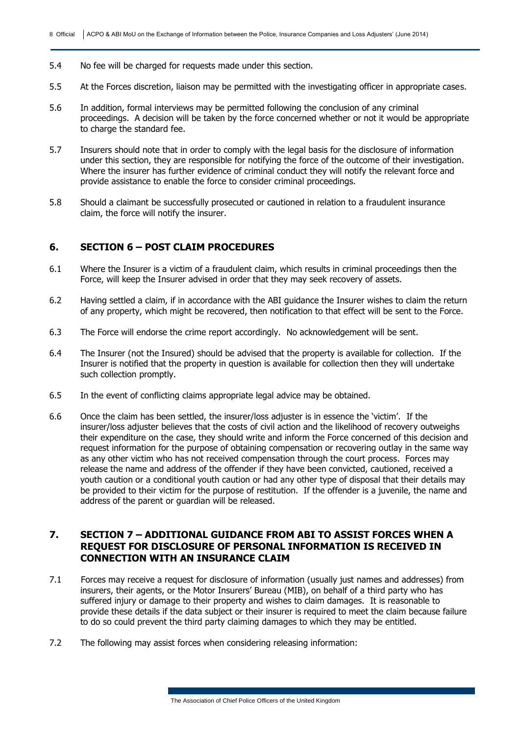5.4 No fee will be charged for requests made under this section.

5.5 At the Forces discretion, liaison may be permitted with the investigating officer in appropriate cases.

5.6 In addition, formal interviews may be permitted following the conclusion of any criminal proceedings. A decision will be taken by the force concerned whether or not it would be appropriate to charge the standard fee.

5.7 Insurers should note that in order to comply with the legal basis for the disclosure of information under this section, they are responsible for notifying the force of the outcome of their investigation. Where the insurer has further evidence of criminal conduct they will notify the relevant force and provide assistance to enable the force to consider criminal proceedings.

5.8 Should a claimant be successfully prosecuted or cautioned in relation to a fraudulent insurance claim, the force will notify the insurer.

## 6. SECTION 6 – POST CLAIM PROCEDURES

6.1 Where the Insurer is a victim of a fraudulent claim, which results in criminal proceedings then the Force, will keep the Insurer advised in order that they may seek recovery of assets.

6.2 Having settled a claim, if in accordance with the ABI guidance the Insurer wishes to claim the return of any property, which might be recovered, then notification to that effect will be sent to the Force.

6.3 The Force will endorse the crime report accordingly. No acknowledgement will be sent.

6.4 The Insurer (not the Insured) should be advised that the property is available for collection. If the Insurer is notified that the property in question is available for collection then they will undertake such collection promptly.

6.5 In the event of conflicting claims appropriate legal advice may be obtained.

6.6 Once the claim has been settled, the insurer/loss adjuster is in essence the 'victim'. If the insurer/loss adjuster believes that the costs of civil action and the likelihood of recovery outweighs their expenditure on the case, they should write and inform the Force concerned of this decision and request information for the purpose of obtaining compensation or recovering outlay in the same way as any other victim who has not received compensation through the court process. Forces may release the name and address of the offender if they have been convicted, cautioned, received a youth caution or a conditional youth caution or had any other type of disposal that their details may be provided to their victim for the purpose of restitution. If the offender is a juvenile, the name and address of the parent or guardian will be released.

## 7. SECTION 7 – ADDITIONAL GUIDANCE FROM ABI TO ASSIST FORCES WHEN A REQUEST FOR DISCLOSURE OF PERSONAL INFORMATION IS RECEIVED IN CONNECTION WITH AN INSURANCE CLAIM

7.1 Forces may receive a request for disclosure of information (usually just names and addresses) from insurers, their agents, or the Motor Insurers' Bureau (MIB), on behalf of a third party who has suffered injury or damage to their property and wishes to claim damages. It is reasonable to provide these details if the data subject or their insurer is required to meet the claim because failure to do so could prevent the third party claiming damages to which they may be entitled.

7.2 The following may assist forces when considering releasing information: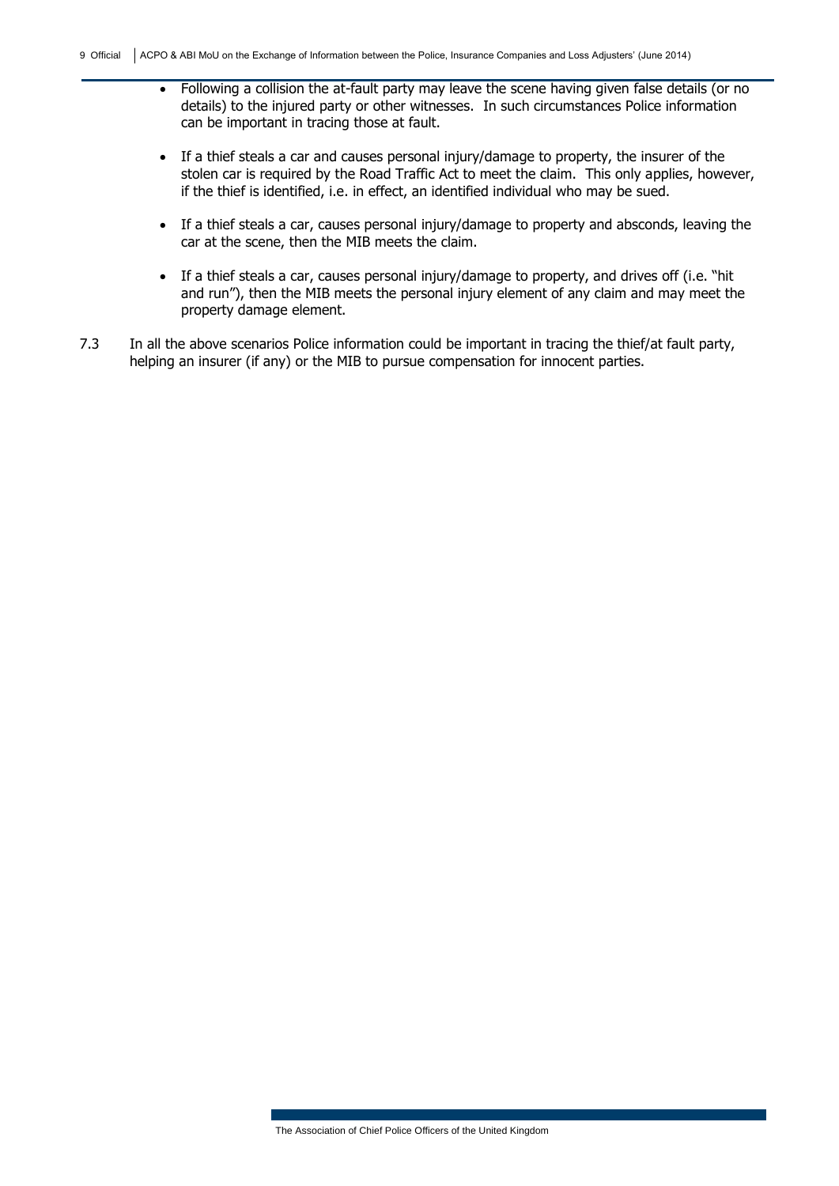- Following a collision the at-fault party may leave the scene having given false details (or no details) to the injured party or other witnesses. In such circumstances Police information can be important in tracing those at fault.

- If a thief steals a car and causes personal injury/damage to property, the insurer of the stolen car is required by the Road Traffic Act to meet the claim. This only applies, however, if the thief is identified, i.e. in effect, an identified individual who may be sued.

- If a thief steals a car, causes personal injury/damage to property and absconds, leaving the car at the scene, then the MIB meets the claim.

- If a thief steals a car, causes personal injury/damage to property, and drives off (i.e. "hit and run"), then the MIB meets the personal injury element of any claim and may meet the property damage element.

7.3 In all the above scenarios Police information could be important in tracing the thief/at fault party, helping an insurer (if any) or the MIB to pursue compensation for innocent parties.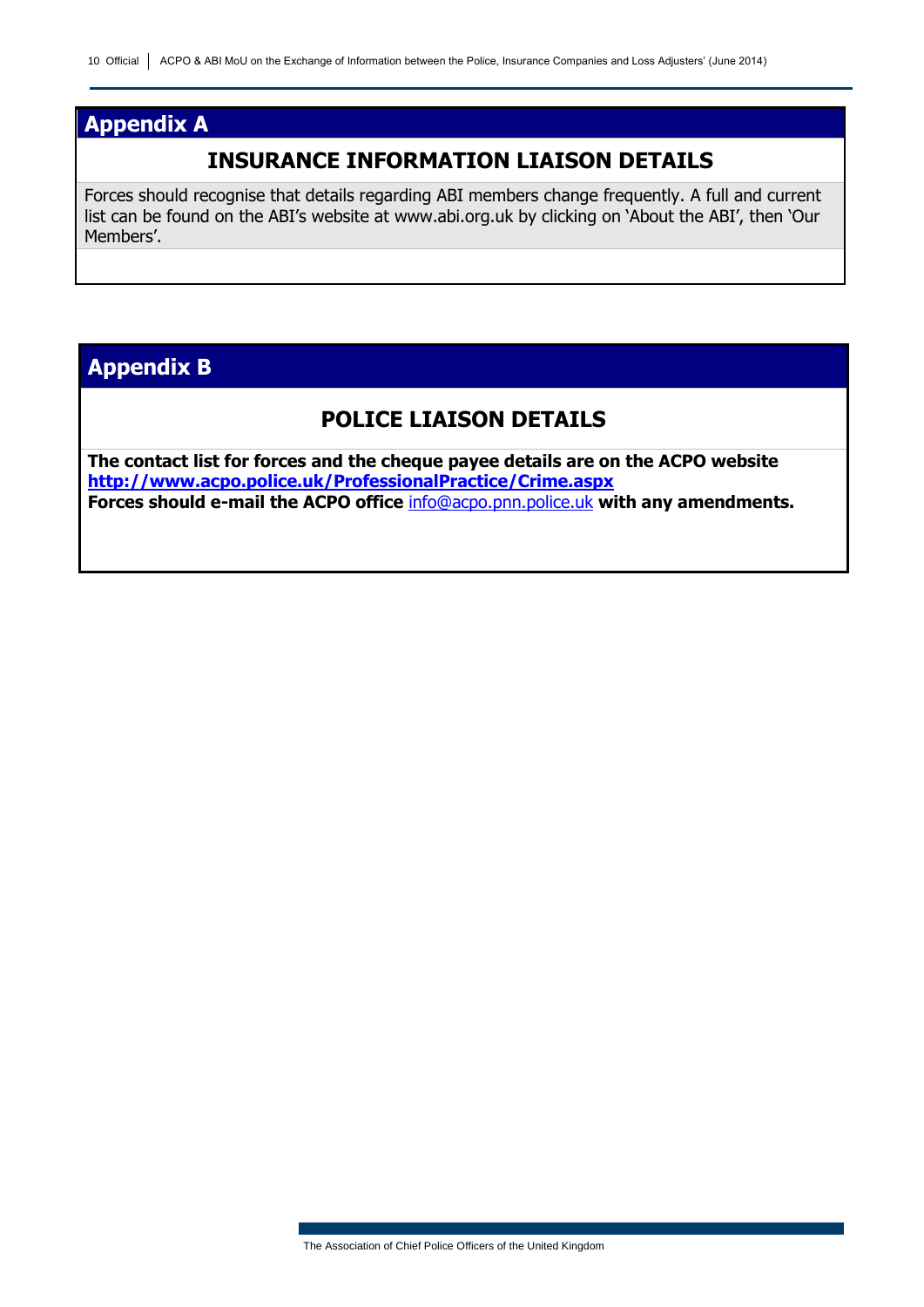## Appendix A

### INSURANCE INFORMATION LIAISON DETAILS

Forces should recognise that details regarding ABI members change frequently. A full and current list can be found on the ABI's website at www.abi.org.uk by clicking on 'About the ABI', then 'Our Members'.

## Appendix B

### POLICE LIAISON DETAILS

**The contact list for forces and the cheque payee details are on the ACPO website [http://www.acpo.police.uk/ProfessionalPractice/Crime.aspx](http://www.acpo.police.uk/ProfessionalPractice/Crime.aspx)**
**Forces should e-mail the ACPO office** [info@acpo.pnn.police.uk](mailto:info@acpo.pnn.police.uk) **with any amendments.**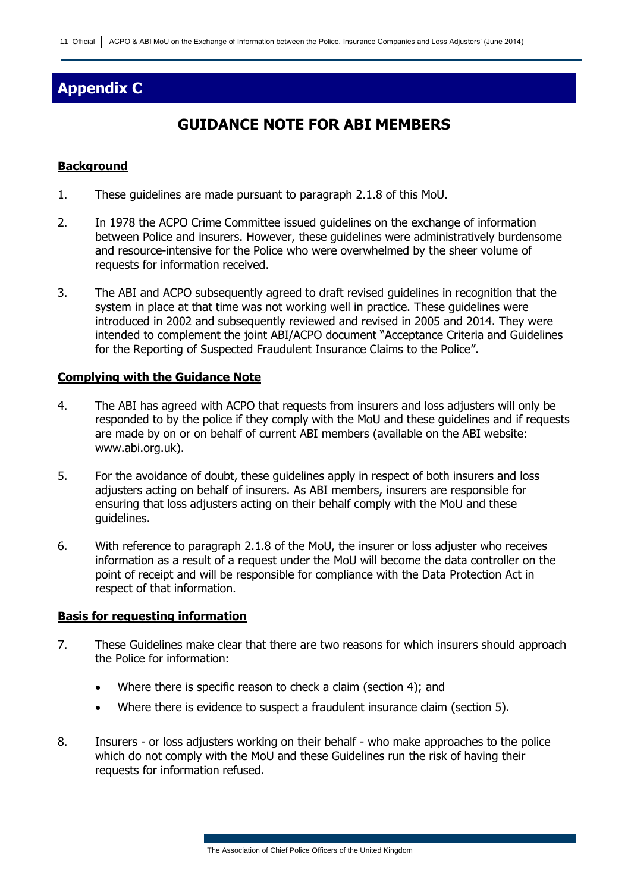# Appendix C

## GUIDANCE NOTE FOR ABI MEMBERS

**Background**

1. These guidelines are made pursuant to paragraph 2.1.8 of this MoU.

2. In 1978 the ACPO Crime Committee issued guidelines on the exchange of information between Police and insurers. However, these guidelines were administratively burdensome and resource-intensive for the Police who were overwhelmed by the sheer volume of requests for information received.

3. The ABI and ACPO subsequently agreed to draft revised guidelines in recognition that the system in place at that time was not working well in practice. These guidelines were introduced in 2002 and subsequently reviewed and revised in 2005 and 2014. They were intended to complement the joint ABI/ACPO document "Acceptance Criteria and Guidelines for the Reporting of Suspected Fraudulent Insurance Claims to the Police".

**Complying with the Guidance Note**

4. The ABI has agreed with ACPO that requests from insurers and loss adjusters will only be responded to by the police if they comply with the MoU and these guidelines and if requests are made by on or on behalf of current ABI members (available on the ABI website: www.abi.org.uk).

5. For the avoidance of doubt, these guidelines apply in respect of both insurers and loss adjusters acting on behalf of insurers. As ABI members, insurers are responsible for ensuring that loss adjusters acting on their behalf comply with the MoU and these guidelines.

6. With reference to paragraph 2.1.8 of the MoU, the insurer or loss adjuster who receives information as a result of a request under the MoU will become the data controller on the point of receipt and will be responsible for compliance with the Data Protection Act in respect of that information.

**Basis for requesting information**

7. These Guidelines make clear that there are two reasons for which insurers should approach the Police for information:

   - Where there is specific reason to check a claim (section 4); and
   - Where there is evidence to suspect a fraudulent insurance claim (section 5).

8. Insurers - or loss adjusters working on their behalf - who make approaches to the police which do not comply with the MoU and these Guidelines run the risk of having their requests for information refused.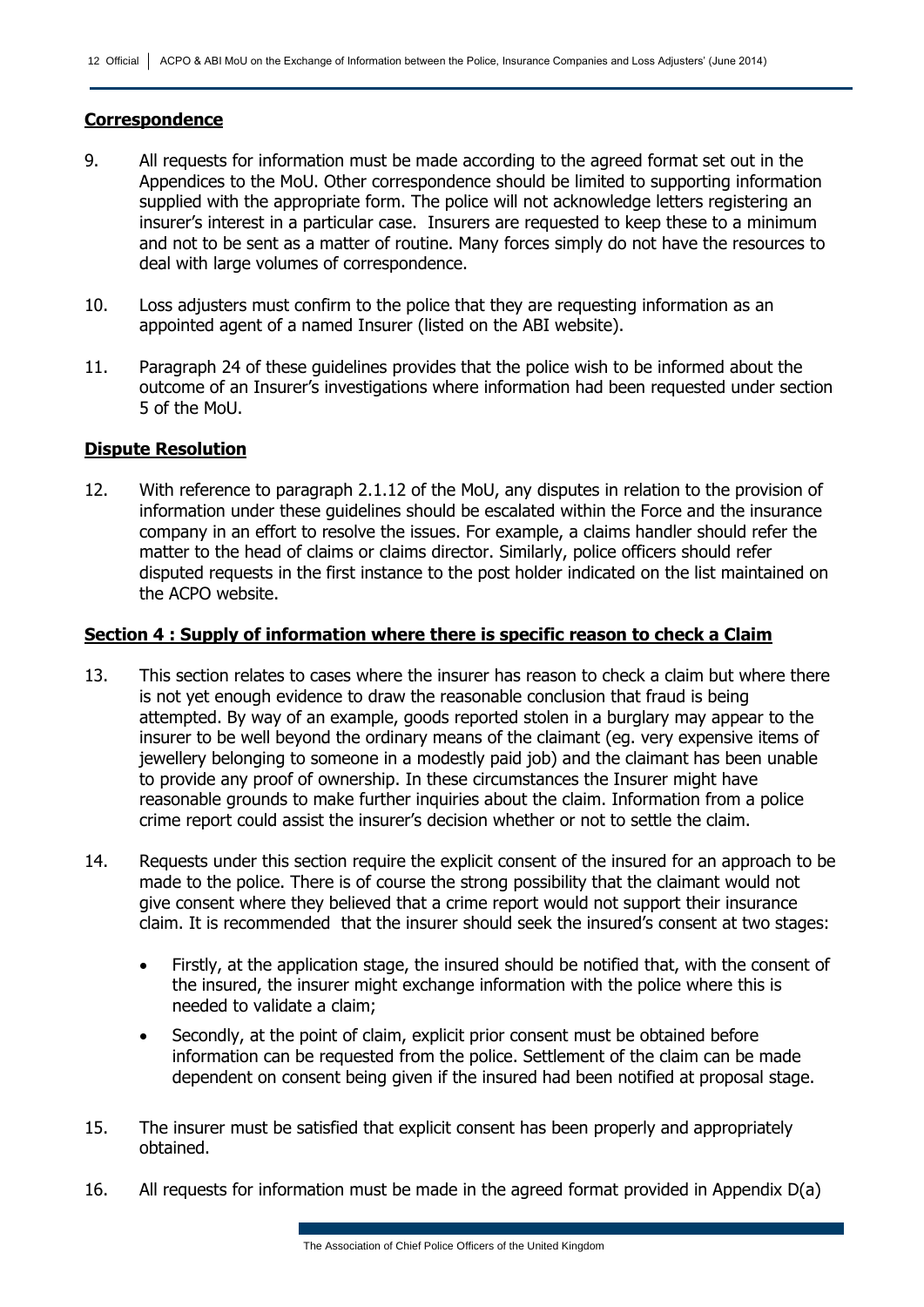**Correspondence**

9. All requests for information must be made according to the agreed format set out in the Appendices to the MoU. Other correspondence should be limited to supporting information supplied with the appropriate form. The police will not acknowledge letters registering an insurer's interest in a particular case. Insurers are requested to keep these to a minimum and not to be sent as a matter of routine. Many forces simply do not have the resources to deal with large volumes of correspondence.

10. Loss adjusters must confirm to the police that they are requesting information as an appointed agent of a named Insurer (listed on the ABI website).

11. Paragraph 24 of these guidelines provides that the police wish to be informed about the outcome of an Insurer's investigations where information had been requested under section 5 of the MoU.

**Dispute Resolution**

12. With reference to paragraph 2.1.12 of the MoU, any disputes in relation to the provision of information under these guidelines should be escalated within the Force and the insurance company in an effort to resolve the issues. For example, a claims handler should refer the matter to the head of claims or claims director. Similarly, police officers should refer disputed requests in the first instance to the post holder indicated on the list maintained on the ACPO website.

**Section 4 : Supply of information where there is specific reason to check a Claim**

13. This section relates to cases where the insurer has reason to check a claim but where there is not yet enough evidence to draw the reasonable conclusion that fraud is being attempted. By way of an example, goods reported stolen in a burglary may appear to the insurer to be well beyond the ordinary means of the claimant (eg. very expensive items of jewellery belonging to someone in a modestly paid job) and the claimant has been unable to provide any proof of ownership. In these circumstances the Insurer might have reasonable grounds to make further inquiries about the claim. Information from a police crime report could assist the insurer's decision whether or not to settle the claim.

14. Requests under this section require the explicit consent of the insured for an approach to be made to the police. There is of course the strong possibility that the claimant would not give consent where they believed that a crime report would not support their insurance claim. It is recommended that the insurer should seek the insured's consent at two stages:

    - Firstly, at the application stage, the insured should be notified that, with the consent of the insured, the insurer might exchange information with the police where this is needed to validate a claim;
    - Secondly, at the point of claim, explicit prior consent must be obtained before information can be requested from the police. Settlement of the claim can be made dependent on consent being given if the insured had been notified at proposal stage.

15. The insurer must be satisfied that explicit consent has been properly and appropriately obtained.

16. All requests for information must be made in the agreed format provided in Appendix D(a)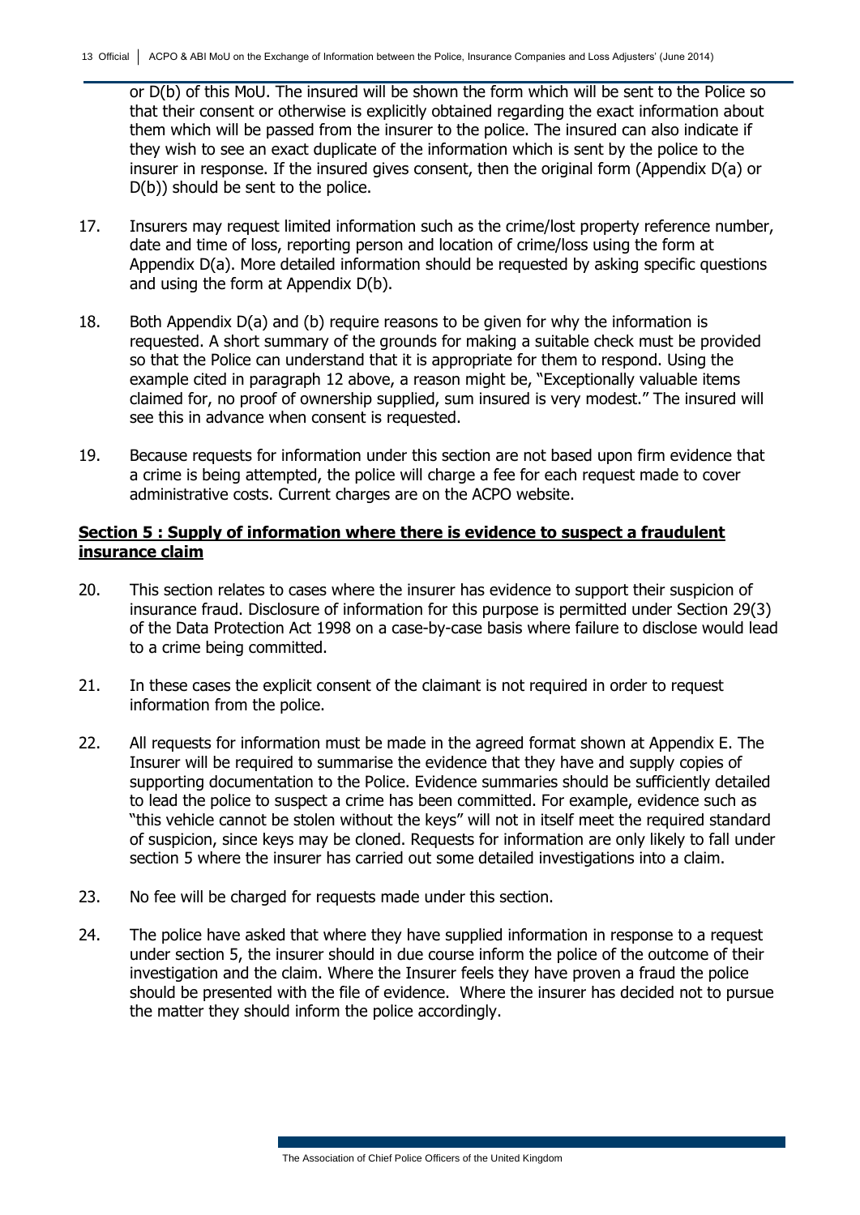or D(b) of this MoU. The insured will be shown the form which will be sent to the Police so that their consent or otherwise is explicitly obtained regarding the exact information about them which will be passed from the insurer to the police. The insured can also indicate if they wish to see an exact duplicate of the information which is sent by the police to the insurer in response. If the insured gives consent, then the original form (Appendix D(a) or D(b)) should be sent to the police.

17. Insurers may request limited information such as the crime/lost property reference number, date and time of loss, reporting person and location of crime/loss using the form at Appendix D(a). More detailed information should be requested by asking specific questions and using the form at Appendix D(b).

18. Both Appendix D(a) and (b) require reasons to be given for why the information is requested. A short summary of the grounds for making a suitable check must be provided so that the Police can understand that it is appropriate for them to respond. Using the example cited in paragraph 12 above, a reason might be, "Exceptionally valuable items claimed for, no proof of ownership supplied, sum insured is very modest." The insured will see this in advance when consent is requested.

19. Because requests for information under this section are not based upon firm evidence that a crime is being attempted, the police will charge a fee for each request made to cover administrative costs. Current charges are on the ACPO website.

## Section 5 : Supply of information where there is evidence to suspect a fraudulent insurance claim

20. This section relates to cases where the insurer has evidence to support their suspicion of insurance fraud. Disclosure of information for this purpose is permitted under Section 29(3) of the Data Protection Act 1998 on a case-by-case basis where failure to disclose would lead to a crime being committed.

21. In these cases the explicit consent of the claimant is not required in order to request information from the police.

22. All requests for information must be made in the agreed format shown at Appendix E. The Insurer will be required to summarise the evidence that they have and supply copies of supporting documentation to the Police. Evidence summaries should be sufficiently detailed to lead the police to suspect a crime has been committed. For example, evidence such as "this vehicle cannot be stolen without the keys" will not in itself meet the required standard of suspicion, since keys may be cloned. Requests for information are only likely to fall under section 5 where the insurer has carried out some detailed investigations into a claim.

23. No fee will be charged for requests made under this section.

24. The police have asked that where they have supplied information in response to a request under section 5, the insurer should in due course inform the police of the outcome of their investigation and the claim. Where the Insurer feels they have proven a fraud the police should be presented with the file of evidence. Where the insurer has decided not to pursue the matter they should inform the police accordingly.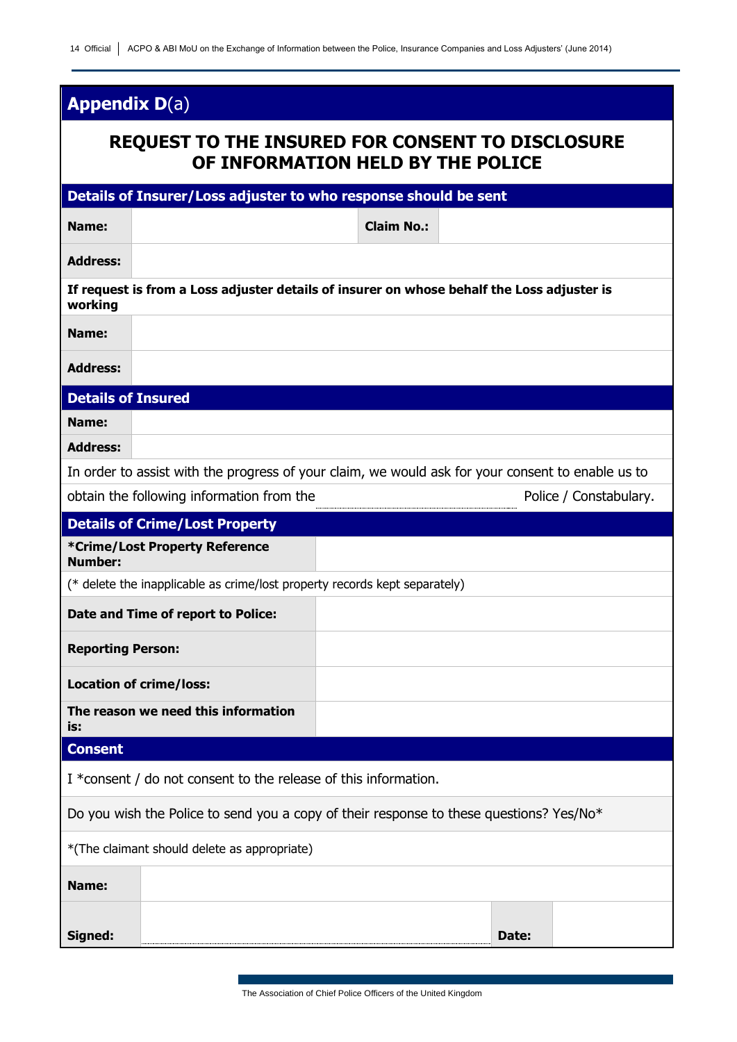## Appendix D(a)

### REQUEST TO THE INSURED FOR CONSENT TO DISCLOSURE OF INFORMATION HELD BY THE POLICE

**Details of Insurer/Loss adjuster to who response should be sent**

| | | | |
|---|---|---|---|
| **Name:** | | **Claim No.:** | |
| **Address:** | | | |

**If request is from a Loss adjuster details of insurer on whose behalf the Loss adjuster is working**

| | |
|---|---|
| **Name:** | |
| **Address:** | |

**Details of Insured**

| | |
|---|---|
| **Name:** | |
| **Address:** | |

In order to assist with the progress of your claim, we would ask for your consent to enable us to obtain the following information from the ______________________ Police / Constabulary.

**Details of Crime/Lost Property**

| | |
|---|---|
| ***Crime/Lost Property Reference Number:** | |

(* delete the inapplicable as crime/lost property records kept separately)

| | |
|---|---|
| **Date and Time of report to Police:** | |
| **Reporting Person:** | |
| **Location of crime/loss:** | |
| **The reason we need this information is:** | |

**Consent**

I *consent / do not consent to the release of this information.

Do you wish the Police to send you a copy of their response to these questions? Yes/No*

*(The claimant should delete as appropriate)

| | | | |
|---|---|---|---|
| **Name:** | | | |
| **Signed:** | | **Date:** | |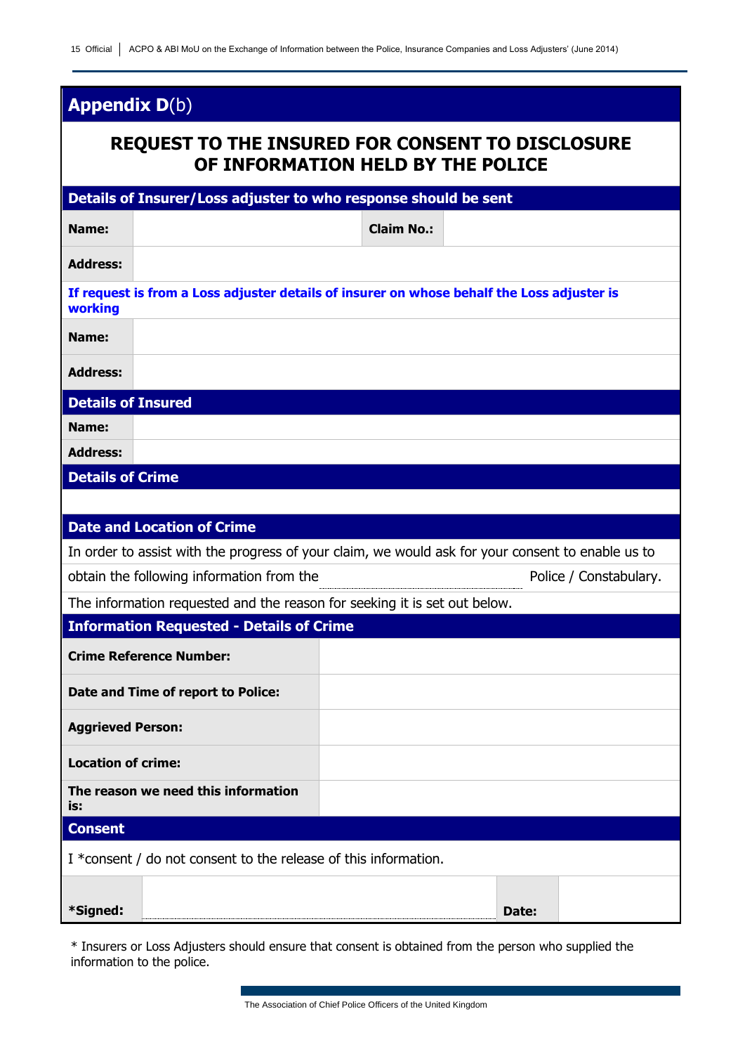## Appendix D(b)

### REQUEST TO THE INSURED FOR CONSENT TO DISCLOSURE OF INFORMATION HELD BY THE POLICE

| **Details of Insurer/Loss adjuster to who response should be sent** | | | |
|---|---|---|---|
| **Name:** | | **Claim No.:** | |
| **Address:** | | | |

**If request is from a Loss adjuster details of insurer on whose behalf the Loss adjuster is working**

| | |
|---|---|
| **Name:** | |
| **Address:** | |

| **Details of Insured** | |
|---|---|
| **Name:** | |
| **Address:** | |

**Details of Crime**

**Date and Location of Crime**

In order to assist with the progress of your claim, we would ask for your consent to enable us to obtain the following information from the ______________________ Police / Constabulary.

The information requested and the reason for seeking it is set out below.

| **Information Requested - Details of Crime** | |
|---|---|
| **Crime Reference Number:** | |
| **Date and Time of report to Police:** | |
| **Aggrieved Person:** | |
| **Location of crime:** | |
| **The reason we need this information is:** | |

**Consent**

I *consent / do not consent to the release of this information.

| | | | |
|---|---|---|---|
| ***Signed:** | | **Date:** | |

* Insurers or Loss Adjusters should ensure that consent is obtained from the person who supplied the information to the police.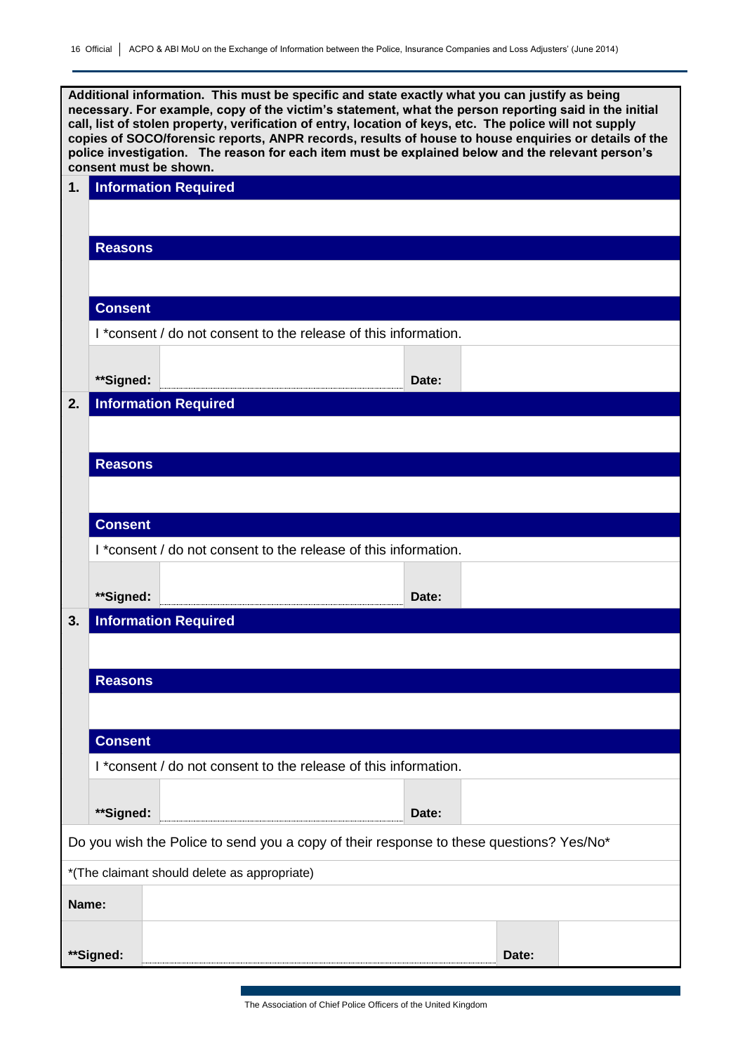**Additional information. This must be specific and state exactly what you can justify as being necessary. For example, copy of the victim's statement, what the person reporting said in the initial call, list of stolen property, verification of entry, location of keys, etc. The police will not supply copies of SOCO/forensic reports, ANPR records, results of house to house enquiries or details of the police investigation. The reason for each item must be explained below and the relevant person's consent must be shown.**

**1. Information Required**

**Reasons**

**Consent**

I *consent / do not consent to the release of this information.

| **Signed: | | Date: | |
|---|---|---|---|

**2. Information Required**

**Reasons**

**Consent**

I *consent / do not consent to the release of this information.

| **Signed: | | Date: | |
|---|---|---|---|

**3. Information Required**

**Reasons**

**Consent**

I *consent / do not consent to the release of this information.

| **Signed: | | Date: | |
|---|---|---|---|

Do you wish the Police to send you a copy of their response to these questions? Yes/No*

*(The claimant should delete as appropriate)

| Name: | | | |
|---|---|---|---|
| **Signed: | | Date: | |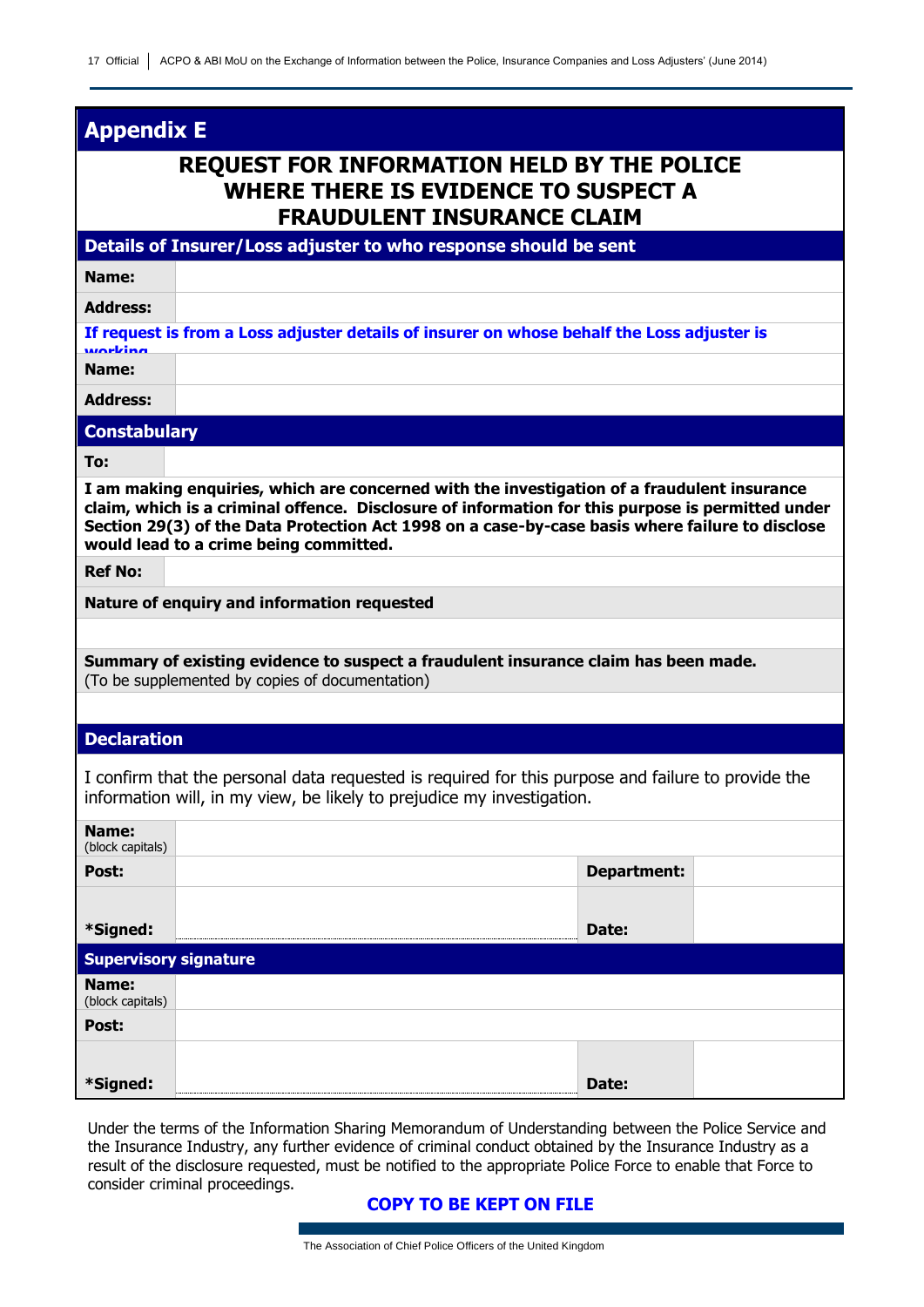## Appendix E

# REQUEST FOR INFORMATION HELD BY THE POLICE WHERE THERE IS EVIDENCE TO SUSPECT A FRAUDULENT INSURANCE CLAIM

### Details of Insurer/Loss adjuster to who response should be sent

| | |
|---|---|
| **Name:** | |
| **Address:** | |

**If request is from a Loss adjuster details of insurer on whose behalf the Loss adjuster is working**

| | |
|---|---|
| **Name:** | |
| **Address:** | |

### Constabulary

| | |
|---|---|
| **To:** | |

**I am making enquiries, which are concerned with the investigation of a fraudulent insurance claim, which is a criminal offence. Disclosure of information for this purpose is permitted under Section 29(3) of the Data Protection Act 1998 on a case-by-case basis where failure to disclose would lead to a crime being committed.**

| | |
|---|---|
| **Ref No:** | |

**Nature of enquiry and information requested**

**Summary of existing evidence to suspect a fraudulent insurance claim has been made.**
(To be supplemented by copies of documentation)

### Declaration

I confirm that the personal data requested is required for this purpose and failure to provide the information will, in my view, be likely to prejudice my investigation.

| | | | |
|---|---|---|---|
| **Name:** (block capitals) | | | |
| **Post:** | | **Department:** | |
| ***Signed:** | | **Date:** | |

### Supervisory signature

| | | | |
|---|---|---|---|
| **Name:** (block capitals) | | | |
| **Post:** | | | |
| ***Signed:** | | **Date:** | |

Under the terms of the Information Sharing Memorandum of Understanding between the Police Service and the Insurance Industry, any further evidence of criminal conduct obtained by the Insurance Industry as a result of the disclosure requested, must be notified to the appropriate Police Force to enable that Force to consider criminal proceedings.

**COPY TO BE KEPT ON FILE**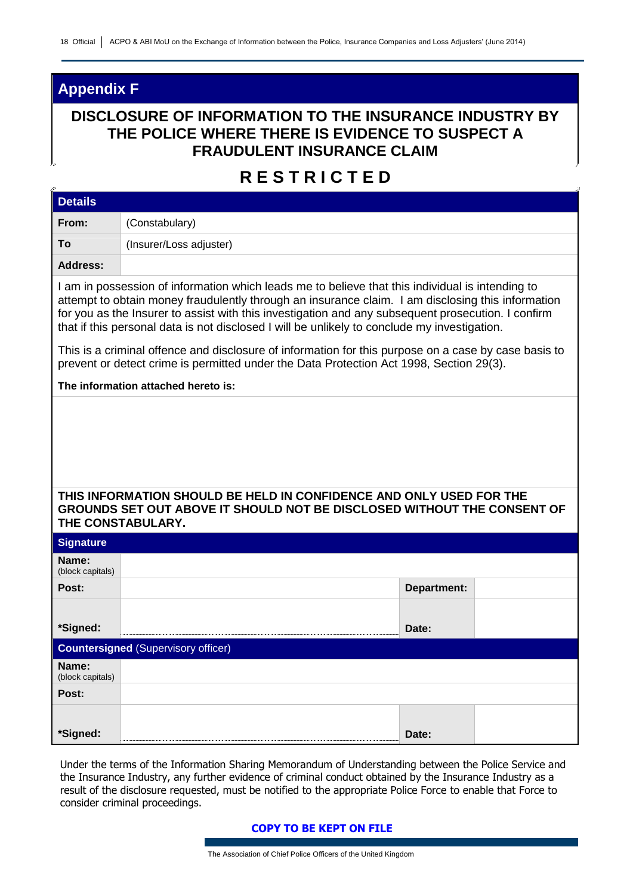## Appendix F

### DISCLOSURE OF INFORMATION TO THE INSURANCE INDUSTRY BY THE POLICE WHERE THERE IS EVIDENCE TO SUSPECT A FRAUDULENT INSURANCE CLAIM

### R E S T R I C T E D

| **Details** | |
|---|---|
| **From:** | (Constabulary) |
| **To** | (Insurer/Loss adjuster) |
| **Address:** | |

I am in possession of information which leads me to believe that this individual is intending to attempt to obtain money fraudulently through an insurance claim. I am disclosing this information for you as the Insurer to assist with this investigation and any subsequent prosecution. I confirm that if this personal data is not disclosed I will be unlikely to conclude my investigation.

This is a criminal offence and disclosure of information for this purpose on a case by case basis to prevent or detect crime is permitted under the Data Protection Act 1998, Section 29(3).

**The information attached hereto is:**

**THIS INFORMATION SHOULD BE HELD IN CONFIDENCE AND ONLY USED FOR THE GROUNDS SET OUT ABOVE IT SHOULD NOT BE DISCLOSED WITHOUT THE CONSENT OF THE CONSTABULARY.**

| **Signature** | | | |
|---|---|---|---|
| **Name:** (block capitals) | | | |
| **Post:** | | **Department:** | |
| ***Signed:** | | **Date:** | |

| **Countersigned** (Supervisory officer) | | | |
|---|---|---|---|
| **Name:** (block capitals) | | | |
| **Post:** | | | |
| ***Signed:** | | **Date:** | |

Under the terms of the Information Sharing Memorandum of Understanding between the Police Service and the Insurance Industry, any further evidence of criminal conduct obtained by the Insurance Industry as a result of the disclosure requested, must be notified to the appropriate Police Force to enable that Force to consider criminal proceedings.

**COPY TO BE KEPT ON FILE**